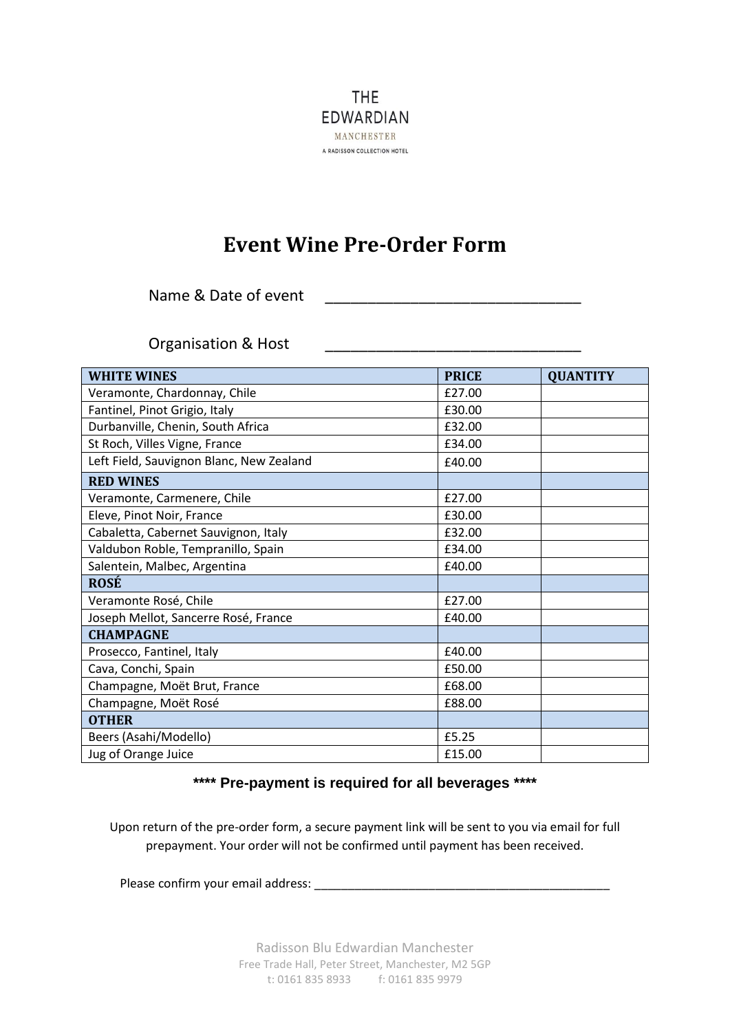THE EDWARDIAN
MANCHESTER
A RADISSON COLLECTION HOTEL

# Event Wine Pre-Order Form

Name & Date of event ______________________________

Organisation & Host ______________________________

| WHITE WINES | PRICE | QUANTITY |
|---|---|---|
| Veramonte, Chardonnay, Chile | £27.00 | |
| Fantinel, Pinot Grigio, Italy | £30.00 | |
| Durbanville, Chenin, South Africa | £32.00 | |
| St Roch, Villes Vigne, France | £34.00 | |
| Left Field, Sauvignon Blanc, New Zealand | £40.00 | |
| **RED WINES** | | |
| Veramonte, Carmenere, Chile | £27.00 | |
| Eleve, Pinot Noir, France | £30.00 | |
| Cabaletta, Cabernet Sauvignon, Italy | £32.00 | |
| Valdubon Roble, Tempranillo, Spain | £34.00 | |
| Salentein, Malbec, Argentina | £40.00 | |
| **ROSÉ** | | |
| Veramonte Rosé, Chile | £27.00 | |
| Joseph Mellot, Sancerre Rosé, France | £40.00 | |
| **CHAMPAGNE** | | |
| Prosecco, Fantinel, Italy | £40.00 | |
| Cava, Conchi, Spain | £50.00 | |
| Champagne, Moët Brut, France | £68.00 | |
| Champagne, Moët Rosé | £88.00 | |
| **OTHER** | | |
| Beers (Asahi/Modello) | £5.25 | |
| Jug of Orange Juice | £15.00 | |

**\*\*\*\* Pre-payment is required for all beverages \*\*\*\***

Upon return of the pre-order form, a secure payment link will be sent to you via email for full prepayment. Your order will not be confirmed until payment has been received.

Please confirm your email address: ____________________________________________

Radisson Blu Edwardian Manchester
Free Trade Hall, Peter Street, Manchester, M2 5GP
t: 0161 835 8933 f: 0161 835 9979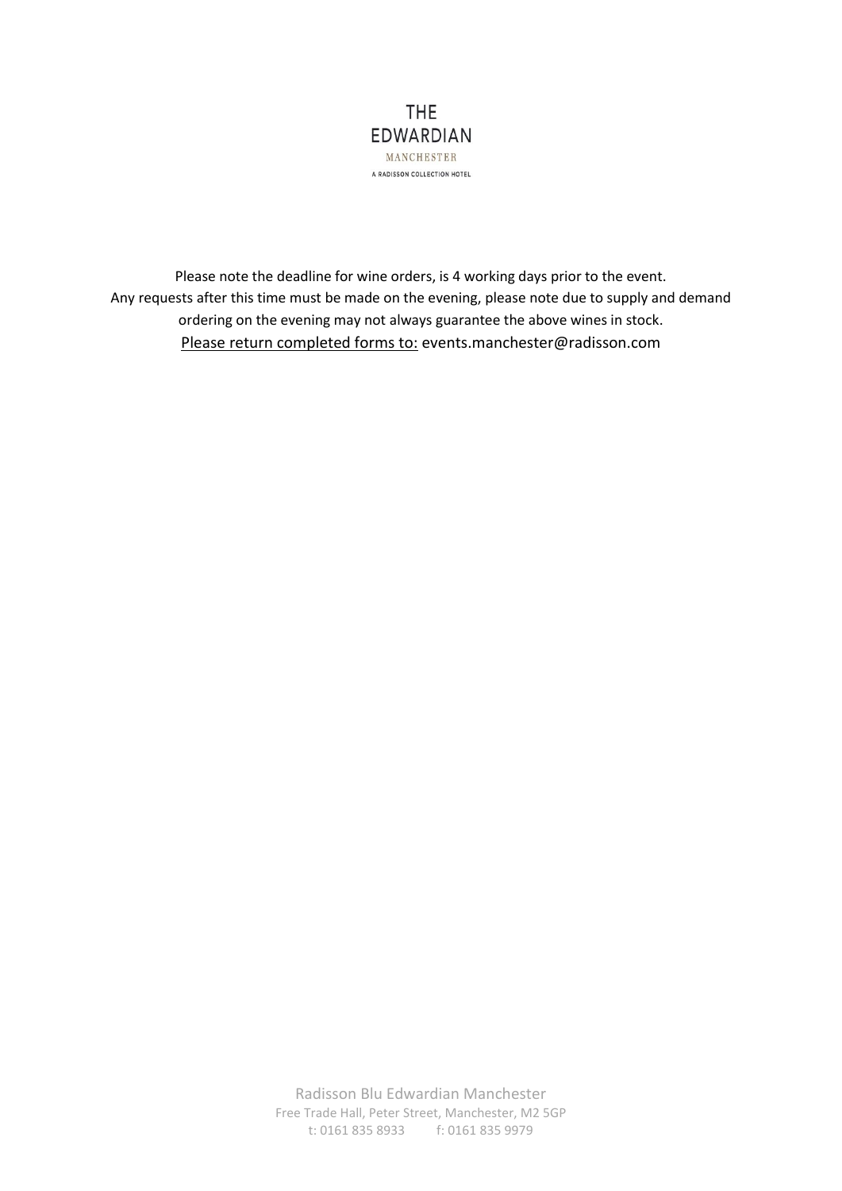THE EDWARDIAN

MANCHESTER

A RADISSON COLLECTION HOTEL

Please note the deadline for wine orders, is 4 working days prior to the event.
Any requests after this time must be made on the evening, please note due to supply and demand ordering on the evening may not always guarantee the above wines in stock.

<u>Please return completed forms to:</u> events.manchester@radisson.com

Radisson Blu Edwardian Manchester
Free Trade Hall, Peter Street, Manchester, M2 5GP
t: 0161 835 8933 f: 0161 835 9979